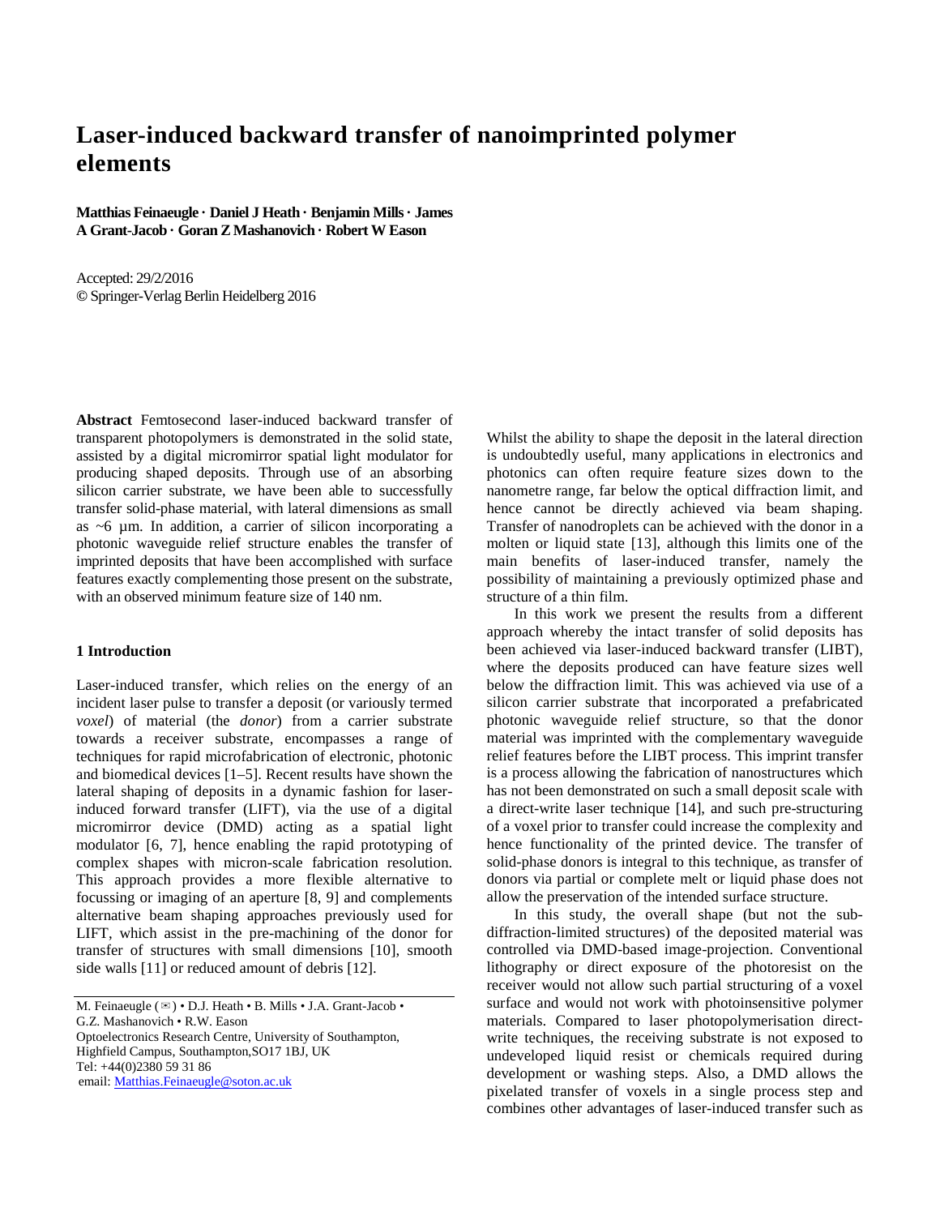# Laser-induced backward transfer of nanoimprinted polymer elements

**Matthias Feinaeugle · Daniel J Heath · Benjamin Mills · James A Grant-Jacob · Goran Z Mashanovich · Robert W Eason**

Accepted: 29/2/2016

© Springer-Verlag Berlin Heidelberg 2016

**Abstract** Femtosecond laser-induced backward transfer of transparent photopolymers is demonstrated in the solid state, assisted by a digital micromirror spatial light modulator for producing shaped deposits. Through use of an absorbing silicon carrier substrate, we have been able to successfully transfer solid-phase material, with lateral dimensions as small as ~6 µm. In addition, a carrier of silicon incorporating a photonic waveguide relief structure enables the transfer of imprinted deposits that have been accomplished with surface features exactly complementing those present on the substrate, with an observed minimum feature size of 140 nm.

## 1 Introduction

Laser-induced transfer, which relies on the energy of an incident laser pulse to transfer a deposit (or variously termed *voxel*) of material (the *donor*) from a carrier substrate towards a receiver substrate, encompasses a range of techniques for rapid microfabrication of electronic, photonic and biomedical devices [1–5]. Recent results have shown the lateral shaping of deposits in a dynamic fashion for laser-induced forward transfer (LIFT), via the use of a digital micromirror device (DMD) acting as a spatial light modulator [6, 7], hence enabling the rapid prototyping of complex shapes with micron-scale fabrication resolution. This approach provides a more flexible alternative to focussing or imaging of an aperture [8, 9] and complements alternative beam shaping approaches previously used for LIFT, which assist in the pre-machining of the donor for transfer of structures with small dimensions [10], smooth side walls [11] or reduced amount of debris [12].

M. Feinaeugle (✉) • D.J. Heath • B. Mills • J.A. Grant-Jacob • G.Z. Mashanovich • R.W. Eason
Optoelectronics Research Centre, University of Southampton, Highfield Campus, Southampton,SO17 1BJ, UK
Tel: +44(0)2380 59 31 86
email: Matthias.Feinaeugle@soton.ac.uk

Whilst the ability to shape the deposit in the lateral direction is undoubtedly useful, many applications in electronics and photonics can often require feature sizes down to the nanometre range, far below the optical diffraction limit, and hence cannot be directly achieved via beam shaping. Transfer of nanodroplets can be achieved with the donor in a molten or liquid state [13], although this limits one of the main benefits of laser-induced transfer, namely the possibility of maintaining a previously optimized phase and structure of a thin film.

In this work we present the results from a different approach whereby the intact transfer of solid deposits has been achieved via laser-induced backward transfer (LIBT), where the deposits produced can have feature sizes well below the diffraction limit. This was achieved via use of a silicon carrier substrate that incorporated a prefabricated photonic waveguide relief structure, so that the donor material was imprinted with the complementary waveguide relief features before the LIBT process. This imprint transfer is a process allowing the fabrication of nanostructures which has not been demonstrated on such a small deposit scale with a direct-write laser technique [14], and such pre-structuring of a voxel prior to transfer could increase the complexity and hence functionality of the printed device. The transfer of solid-phase donors is integral to this technique, as transfer of donors via partial or complete melt or liquid phase does not allow the preservation of the intended surface structure.

In this study, the overall shape (but not the sub-diffraction-limited structures) of the deposited material was controlled via DMD-based image-projection. Conventional lithography or direct exposure of the photoresist on the receiver would not allow such partial structuring of a voxel surface and would not work with photoinsensitive polymer materials. Compared to laser photopolymerisation direct-write techniques, the receiving substrate is not exposed to undeveloped liquid resist or chemicals required during development or washing steps. Also, a DMD allows the pixelated transfer of voxels in a single process step and combines other advantages of laser-induced transfer such as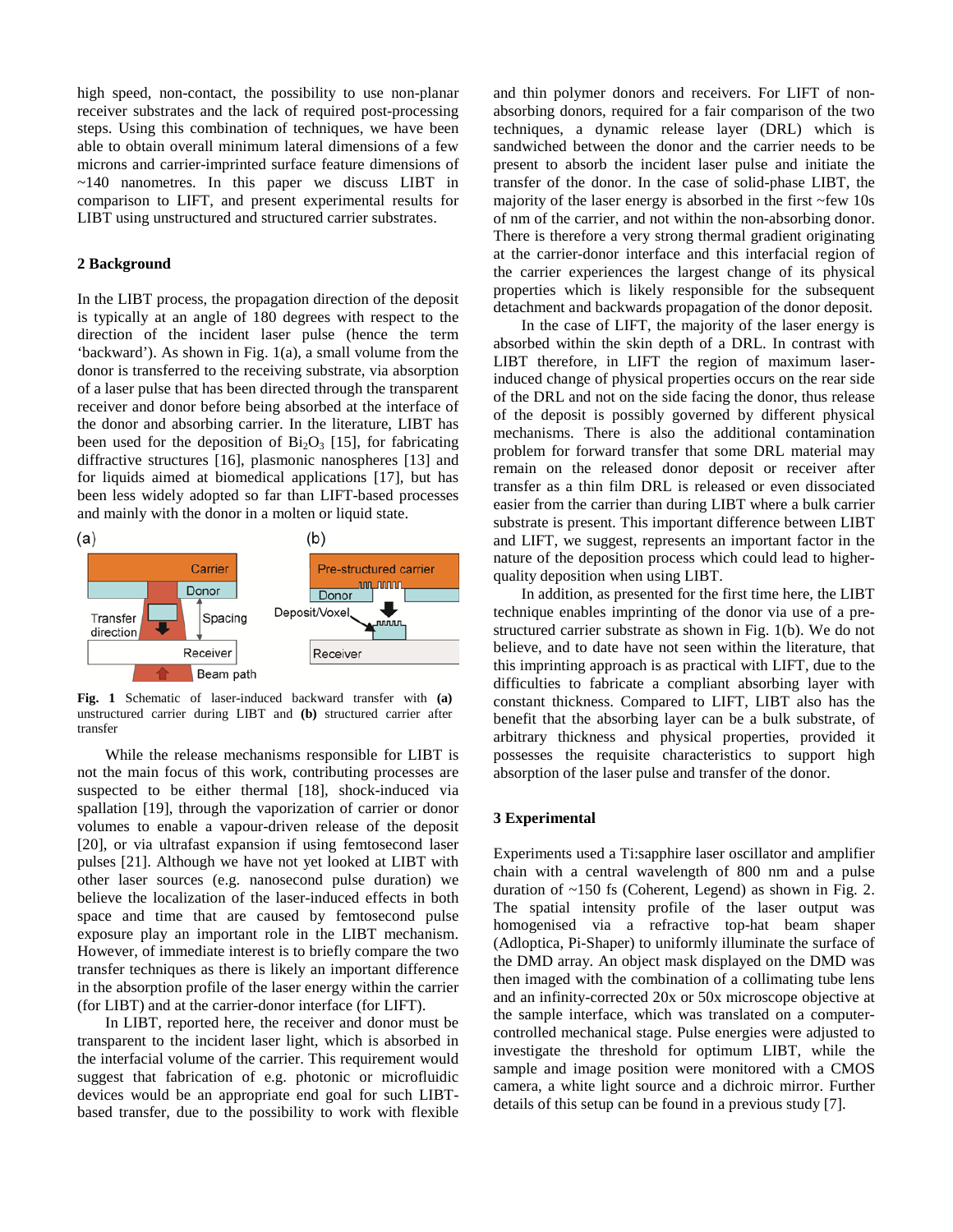high speed, non-contact, the possibility to use non-planar receiver substrates and the lack of required post-processing steps. Using this combination of techniques, we have been able to obtain overall minimum lateral dimensions of a few microns and carrier-imprinted surface feature dimensions of ~140 nanometres. In this paper we discuss LIBT in comparison to LIFT, and present experimental results for LIBT using unstructured and structured carrier substrates.

## 2 Background

In the LIBT process, the propagation direction of the deposit is typically at an angle of 180 degrees with respect to the direction of the incident laser pulse (hence the term 'backward'). As shown in Fig. 1(a), a small volume from the donor is transferred to the receiving substrate, via absorption of a laser pulse that has been directed through the transparent receiver and donor before being absorbed at the interface of the donor and absorbing carrier. In the literature, LIBT has been used for the deposition of $Bi_2O_3$ [15], for fabricating diffractive structures [16], plasmonic nanospheres [13] and for liquids aimed at biomedical applications [17], but has been less widely adopted so far than LIFT-based processes and mainly with the donor in a molten or liquid state.

**Fig. 1** Schematic of laser-induced backward transfer with **(a)** unstructured carrier during LIBT and **(b)** structured carrier after transfer

While the release mechanisms responsible for LIBT is not the main focus of this work, contributing processes are suspected to be either thermal [18], shock-induced via spallation [19], through the vaporization of carrier or donor volumes to enable a vapour-driven release of the deposit [20], or via ultrafast expansion if using femtosecond laser pulses [21]. Although we have not yet looked at LIBT with other laser sources (e.g. nanosecond pulse duration) we believe the localization of the laser-induced effects in both space and time that are caused by femtosecond pulse exposure play an important role in the LIBT mechanism. However, of immediate interest is to briefly compare the two transfer techniques as there is likely an important difference in the absorption profile of the laser energy within the carrier (for LIBT) and at the carrier-donor interface (for LIFT).

In LIBT, reported here, the receiver and donor must be transparent to the incident laser light, which is absorbed in the interfacial volume of the carrier. This requirement would suggest that fabrication of e.g. photonic or microfluidic devices would be an appropriate end goal for such LIBT-based transfer, due to the possibility to work with flexible and thin polymer donors and receivers. For LIFT of non-absorbing donors, required for a fair comparison of the two techniques, a dynamic release layer (DRL) which is sandwiched between the donor and the carrier needs to be present to absorb the incident laser pulse and initiate the transfer of the donor. In the case of solid-phase LIBT, the majority of the laser energy is absorbed in the first ~few 10s of nm of the carrier, and not within the non-absorbing donor. There is therefore a very strong thermal gradient originating at the carrier-donor interface and this interfacial region of the carrier experiences the largest change of its physical properties which is likely responsible for the subsequent detachment and backwards propagation of the donor deposit.

In the case of LIFT, the majority of the laser energy is absorbed within the skin depth of a DRL. In contrast with LIBT therefore, in LIFT the region of maximum laser-induced change of physical properties occurs on the rear side of the DRL and not on the side facing the donor, thus release of the deposit is possibly governed by different physical mechanisms. There is also the additional contamination problem for forward transfer that some DRL material may remain on the released donor deposit or receiver after transfer as a thin film DRL is released or even dissociated easier from the carrier than during LIBT where a bulk carrier substrate is present. This important difference between LIBT and LIFT, we suggest, represents an important factor in the nature of the deposition process which could lead to higher-quality deposition when using LIBT.

In addition, as presented for the first time here, the LIBT technique enables imprinting of the donor via use of a pre-structured carrier substrate as shown in Fig. 1(b). We do not believe, and to date have not seen within the literature, that this imprinting approach is as practical with LIFT, due to the difficulties to fabricate a compliant absorbing layer with constant thickness. Compared to LIFT, LIBT also has the benefit that the absorbing layer can be a bulk substrate, of arbitrary thickness and physical properties, provided it possesses the requisite characteristics to support high absorption of the laser pulse and transfer of the donor.

## 3 Experimental

Experiments used a Ti:sapphire laser oscillator and amplifier chain with a central wavelength of 800 nm and a pulse duration of ~150 fs (Coherent, Legend) as shown in Fig. 2. The spatial intensity profile of the laser output was homogenised via a refractive top-hat beam shaper (Adloptica, Pi-Shaper) to uniformly illuminate the surface of the DMD array. An object mask displayed on the DMD was then imaged with the combination of a collimating tube lens and an infinity-corrected 20x or 50x microscope objective at the sample interface, which was translated on a computer-controlled mechanical stage. Pulse energies were adjusted to investigate the threshold for optimum LIBT, while the sample and image position were monitored with a CMOS camera, a white light source and a dichroic mirror. Further details of this setup can be found in a previous study [7].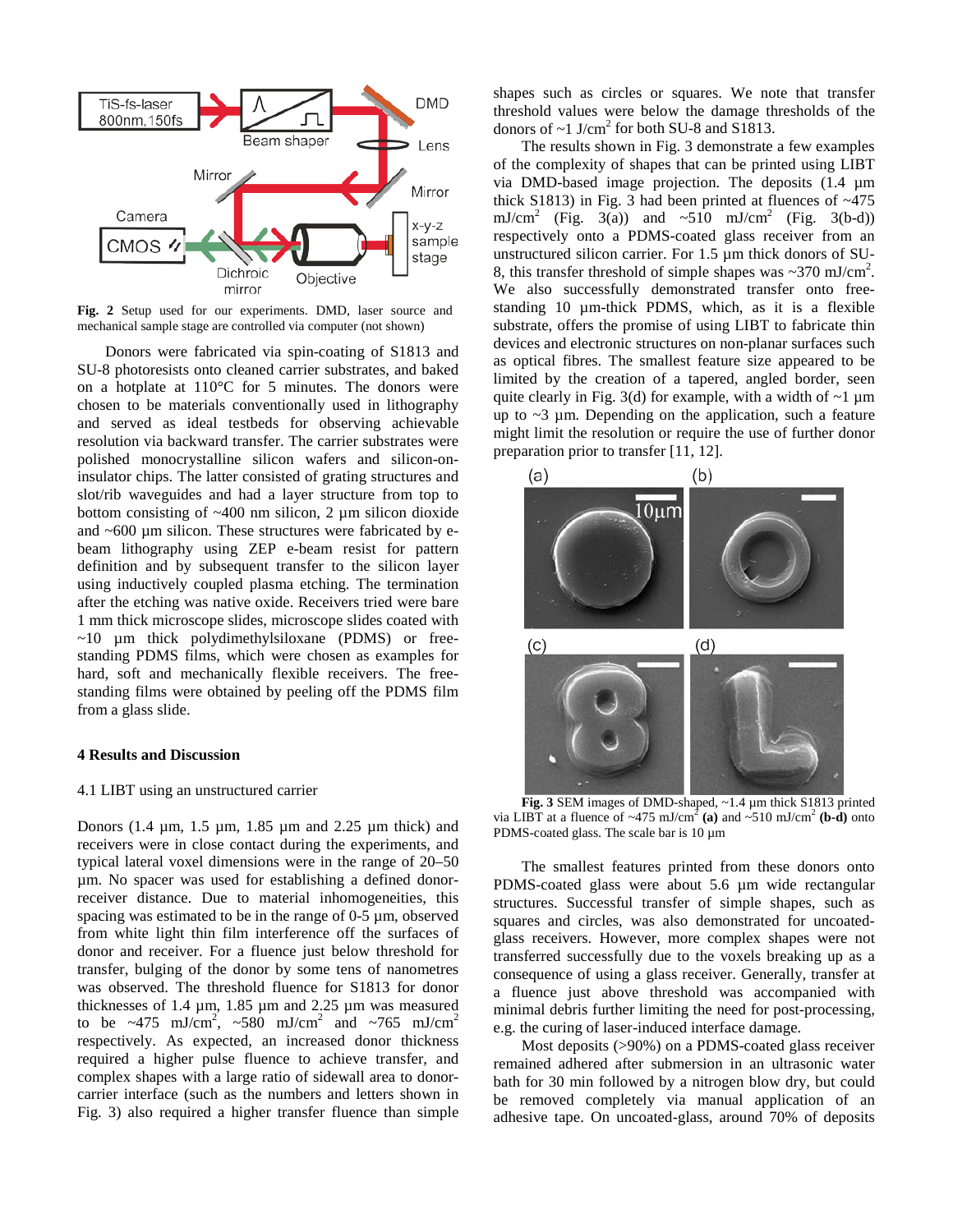Fig. 2 Setup used for our experiments. DMD, laser source and mechanical sample stage are controlled via computer (not shown)

Donors were fabricated via spin-coating of S1813 and SU-8 photoresists onto cleaned carrier substrates, and baked on a hotplate at 110°C for 5 minutes. The donors were chosen to be materials conventionally used in lithography and served as ideal testbeds for observing achievable resolution via backward transfer. The carrier substrates were polished monocrystalline silicon wafers and silicon-on-insulator chips. The latter consisted of grating structures and slot/rib waveguides and had a layer structure from top to bottom consisting of ~400 nm silicon, 2 µm silicon dioxide and ~600 µm silicon. These structures were fabricated by e-beam lithography using ZEP e-beam resist for pattern definition and by subsequent transfer to the silicon layer using inductively coupled plasma etching. The termination after the etching was native oxide. Receivers tried were bare 1 mm thick microscope slides, microscope slides coated with ~10 µm thick polydimethylsiloxane (PDMS) or free-standing PDMS films, which were chosen as examples for hard, soft and mechanically flexible receivers. The free-standing films were obtained by peeling off the PDMS film from a glass slide.

## 4 Results and Discussion

### 4.1 LIBT using an unstructured carrier

Donors (1.4 µm, 1.5 µm, 1.85 µm and 2.25 µm thick) and receivers were in close contact during the experiments, and typical lateral voxel dimensions were in the range of 20–50 µm. No spacer was used for establishing a defined donor-receiver distance. Due to material inhomogeneities, this spacing was estimated to be in the range of 0-5 µm, observed from white light thin film interference off the surfaces of donor and receiver. For a fluence just below threshold for transfer, bulging of the donor by some tens of nanometres was observed. The threshold fluence for S1813 for donor thicknesses of 1.4 µm, 1.85 µm and 2.25 µm was measured to be ~475 mJ/cm$^2$, ~580 mJ/cm$^2$ and ~765 mJ/cm$^2$ respectively. As expected, an increased donor thickness required a higher pulse fluence to achieve transfer, and complex shapes with a large ratio of sidewall area to donor-carrier interface (such as the numbers and letters shown in Fig. 3) also required a higher transfer fluence than simple shapes such as circles or squares. We note that transfer threshold values were below the damage thresholds of the donors of ~1 J/cm$^2$ for both SU-8 and S1813.

The results shown in Fig. 3 demonstrate a few examples of the complexity of shapes that can be printed using LIBT via DMD-based image projection. The deposits (1.4 µm thick S1813) in Fig. 3 had been printed at fluences of ~475 mJ/cm$^2$ (Fig. 3(a)) and ~510 mJ/cm$^2$ (Fig. 3(b-d)) respectively onto a PDMS-coated glass receiver from an unstructured silicon carrier. For 1.5 µm thick donors of SU-8, this transfer threshold of simple shapes was ~370 mJ/cm$^2$. We also successfully demonstrated transfer onto free-standing 10 µm-thick PDMS, which, as it is a flexible substrate, offers the promise of using LIBT to fabricate thin devices and electronic structures on non-planar surfaces such as optical fibres. The smallest feature size appeared to be limited by the creation of a tapered, angled border, seen quite clearly in Fig. 3(d) for example, with a width of ~1 µm up to ~3 µm. Depending on the application, such a feature might limit the resolution or require the use of further donor preparation prior to transfer [11, 12].

**Fig. 3** SEM images of DMD-shaped, ~1.4 µm thick S1813 printed via LIBT at a fluence of ~475 mJ/cm$^2$ **(a)** and ~510 mJ/cm$^2$ **(b-d)** onto PDMS-coated glass. The scale bar is 10 µm

The smallest features printed from these donors onto PDMS-coated glass were about 5.6 µm wide rectangular structures. Successful transfer of simple shapes, such as squares and circles, was also demonstrated for uncoated-glass receivers. However, more complex shapes were not transferred successfully due to the voxels breaking up as a consequence of using a glass receiver. Generally, transfer at a fluence just above threshold was accompanied with minimal debris further limiting the need for post-processing, e.g. the curing of laser-induced interface damage.

Most deposits (>90%) on a PDMS-coated glass receiver remained adhered after submersion in an ultrasonic water bath for 30 min followed by a nitrogen blow dry, but could be removed completely via manual application of an adhesive tape. On uncoated-glass, around 70% of deposits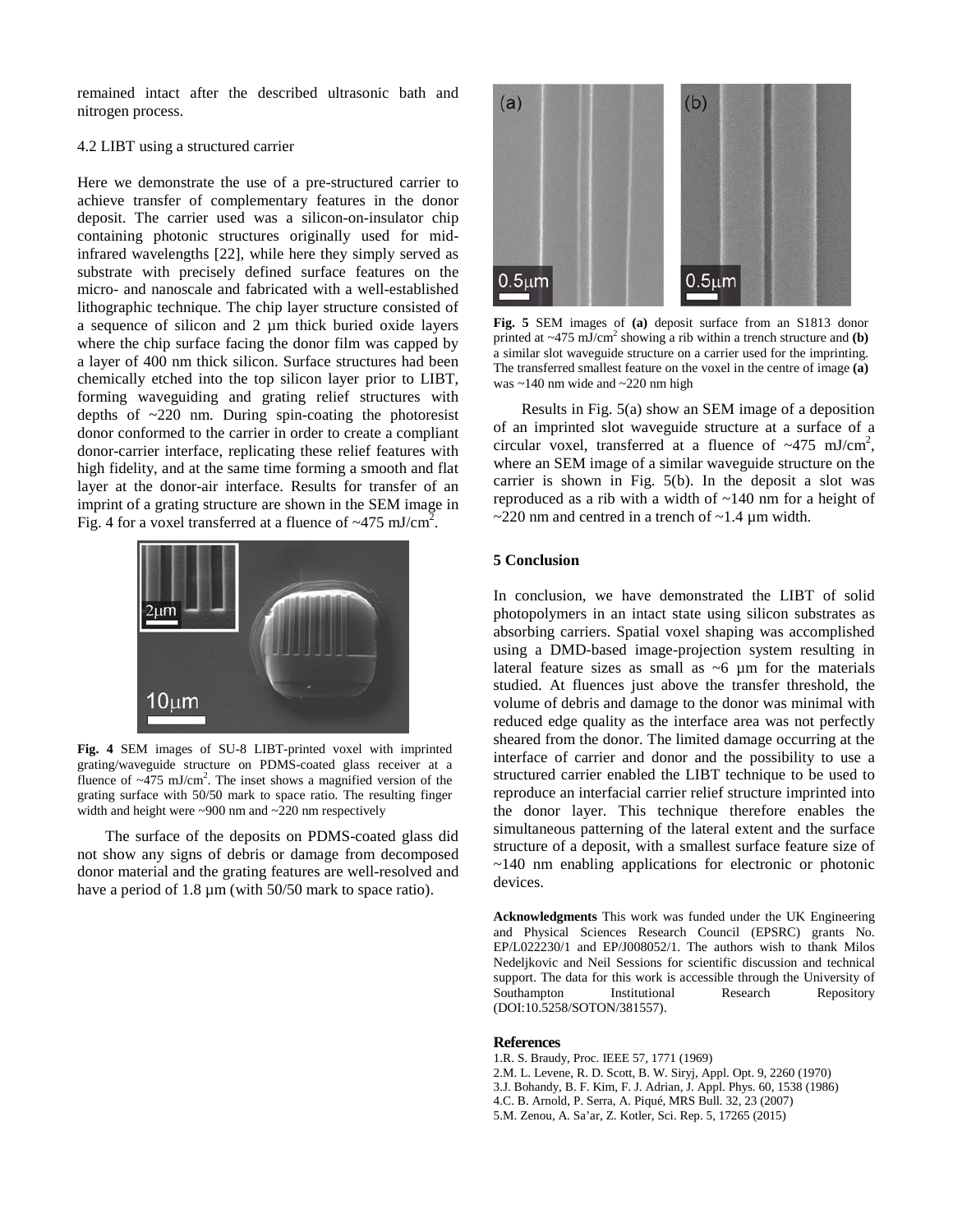remained intact after the described ultrasonic bath and nitrogen process.

### 4.2 LIBT using a structured carrier

Here we demonstrate the use of a pre-structured carrier to achieve transfer of complementary features in the donor deposit. The carrier used was a silicon-on-insulator chip containing photonic structures originally used for mid-infrared wavelengths [22], while here they simply served as substrate with precisely defined surface features on the micro- and nanoscale and fabricated with a well-established lithographic technique. The chip layer structure consisted of a sequence of silicon and 2 µm thick buried oxide layers where the chip surface facing the donor film was capped by a layer of 400 nm thick silicon. Surface structures had been chemically etched into the top silicon layer prior to LIBT, forming waveguiding and grating relief structures with depths of ~220 nm. During spin-coating the photoresist donor conformed to the carrier in order to create a compliant donor-carrier interface, replicating these relief features with high fidelity, and at the same time forming a smooth and flat layer at the donor-air interface. Results for transfer of an imprint of a grating structure are shown in the SEM image in Fig. 4 for a voxel transferred at a fluence of ~475 mJ/cm$^2$.

**Fig. 4** SEM images of SU-8 LIBT-printed voxel with imprinted grating/waveguide structure on PDMS-coated glass receiver at a fluence of ~475 mJ/cm$^2$. The inset shows a magnified version of the grating surface with 50/50 mark to space ratio. The resulting finger width and height were ~900 nm and ~220 nm respectively

The surface of the deposits on PDMS-coated glass did not show any signs of debris or damage from decomposed donor material and the grating features are well-resolved and have a period of 1.8 µm (with 50/50 mark to space ratio).

**Fig. 5** SEM images of **(a)** deposit surface from an S1813 donor printed at ~475 mJ/cm$^2$ showing a rib within a trench structure and **(b)** a similar slot waveguide structure on a carrier used for the imprinting. The transferred smallest feature on the voxel in the centre of image **(a)** was ~140 nm wide and ~220 nm high

Results in Fig. 5(a) show an SEM image of a deposition of an imprinted slot waveguide structure at a surface of a circular voxel, transferred at a fluence of ~475 mJ/cm$^2$, where an SEM image of a similar waveguide structure on the carrier is shown in Fig. 5(b). In the deposit a slot was reproduced as a rib with a width of ~140 nm for a height of ~220 nm and centred in a trench of ~1.4 µm width.

## 5 Conclusion

In conclusion, we have demonstrated the LIBT of solid photopolymers in an intact state using silicon substrates as absorbing carriers. Spatial voxel shaping was accomplished using a DMD-based image-projection system resulting in lateral feature sizes as small as ~6 µm for the materials studied. At fluences just above the transfer threshold, the volume of debris and damage to the donor was minimal with reduced edge quality as the interface area was not perfectly sheared from the donor. The limited damage occurring at the interface of carrier and donor and the possibility to use a structured carrier enabled the LIBT technique to be used to reproduce an interfacial carrier relief structure imprinted into the donor layer. This technique therefore enables the simultaneous patterning of the lateral extent and the surface structure of a deposit, with a smallest surface feature size of ~140 nm enabling applications for electronic or photonic devices.

**Acknowledgments** This work was funded under the UK Engineering and Physical Sciences Research Council (EPSRC) grants No. EP/L022230/1 and EP/J008052/1. The authors wish to thank Milos Nedeljkovic and Neil Sessions for scientific discussion and technical support. The data for this work is accessible through the University of Southampton Institutional Research Repository (DOI:10.5258/SOTON/381557).

## References

1. R. S. Braudy, Proc. IEEE 57, 1771 (1969)
2. M. L. Levene, R. D. Scott, B. W. Siryj, Appl. Opt. 9, 2260 (1970)
3. J. Bohandy, B. F. Kim, F. J. Adrian, J. Appl. Phys. 60, 1538 (1986)
4. C. B. Arnold, P. Serra, A. Piqué, MRS Bull. 32, 23 (2007)
5. M. Zenou, A. Sa'ar, Z. Kotler, Sci. Rep. 5, 17265 (2015)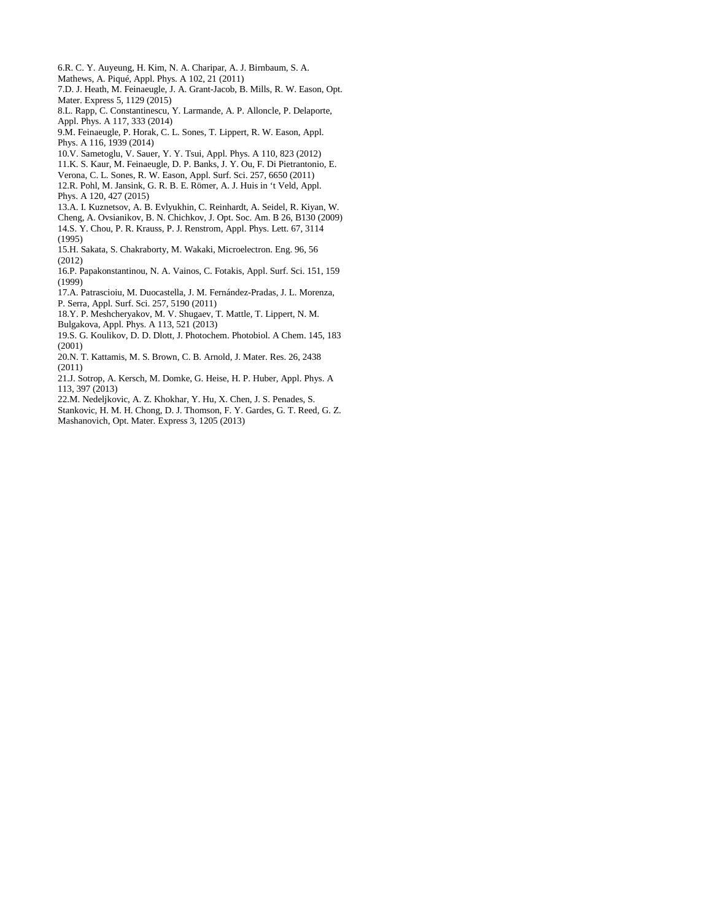6. R. C. Y. Auyeung, H. Kim, N. A. Charipar, A. J. Birnbaum, S. A. Mathews, A. Piqué, Appl. Phys. A 102, 21 (2011)
7. D. J. Heath, M. Feinaeugle, J. A. Grant-Jacob, B. Mills, R. W. Eason, Opt. Mater. Express 5, 1129 (2015)
8. L. Rapp, C. Constantinescu, Y. Larmande, A. P. Alloncle, P. Delaporte, Appl. Phys. A 117, 333 (2014)
9. M. Feinaeugle, P. Horak, C. L. Sones, T. Lippert, R. W. Eason, Appl. Phys. A 116, 1939 (2014)
10. V. Sametoglu, V. Sauer, Y. Y. Tsui, Appl. Phys. A 110, 823 (2012)
11. K. S. Kaur, M. Feinaeugle, D. P. Banks, J. Y. Ou, F. Di Pietrantonio, E. Verona, C. L. Sones, R. W. Eason, Appl. Surf. Sci. 257, 6650 (2011)
12. R. Pohl, M. Jansink, G. R. B. E. Römer, A. J. Huis in 't Veld, Appl. Phys. A 120, 427 (2015)
13. A. I. Kuznetsov, A. B. Evlyukhin, C. Reinhardt, A. Seidel, R. Kiyan, W. Cheng, A. Ovsianikov, B. N. Chichkov, J. Opt. Soc. Am. B 26, B130 (2009)
14. S. Y. Chou, P. R. Krauss, P. J. Renstrom, Appl. Phys. Lett. 67, 3114 (1995)
15. H. Sakata, S. Chakraborty, M. Wakaki, Microelectron. Eng. 96, 56 (2012)
16. P. Papakonstantinou, N. A. Vainos, C. Fotakis, Appl. Surf. Sci. 151, 159 (1999)
17. A. Patrascioiu, M. Duocastella, J. M. Fernández-Pradas, J. L. Morenza, P. Serra, Appl. Surf. Sci. 257, 5190 (2011)
18. Y. P. Meshcheryakov, M. V. Shugaev, T. Mattle, T. Lippert, N. M. Bulgakova, Appl. Phys. A 113, 521 (2013)
19. S. G. Koulikov, D. D. Dlott, J. Photochem. Photobiol. A Chem. 145, 183 (2001)
20. N. T. Kattamis, M. S. Brown, C. B. Arnold, J. Mater. Res. 26, 2438 (2011)
21. J. Sotrop, A. Kersch, M. Domke, G. Heise, H. P. Huber, Appl. Phys. A 113, 397 (2013)
22. M. Nedeljkovic, A. Z. Khokhar, Y. Hu, X. Chen, J. S. Penades, S. Stankovic, H. M. H. Chong, D. J. Thomson, F. Y. Gardes, G. T. Reed, G. Z. Mashanovich, Opt. Mater. Express 3, 1205 (2013)